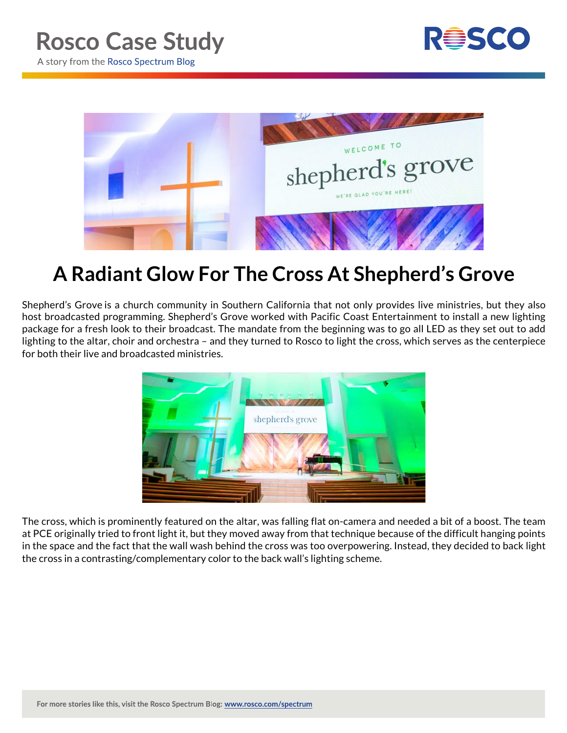# Rosco Case Study

A story from the Rosco Spectrum Blog

## A Radiant Glow For The Cross At Shepherd's Grove

Shepherd's Grove is a church community in Southern California that not only provides live ministries, but they also host broadcasted programming. Shepherd's Grove worked with Pacific Coast Entertainment to install a new lighting package for a fresh look to their broadcast. The mandate from the beginning was to go all LED as they set out to add lighting to the altar, choir and orchestra – and they turned to Rosco to light the cross, which serves as the centerpiece for both their live and broadcasted ministries.

The cross, which is prominently featured on the altar, was falling flat on-camera and needed a bit of a boost. The team at PCE originally tried to front light it, but they moved away from that technique because of the difficult hanging points in the space and the fact that the wall wash behind the cross was too overpowering. Instead, they decided to back light the cross in a contrasting/complementary color to the back wall's lighting scheme.

For more stories like this, visit the Rosco Spectrum Blog: www.rosco.com/spectrum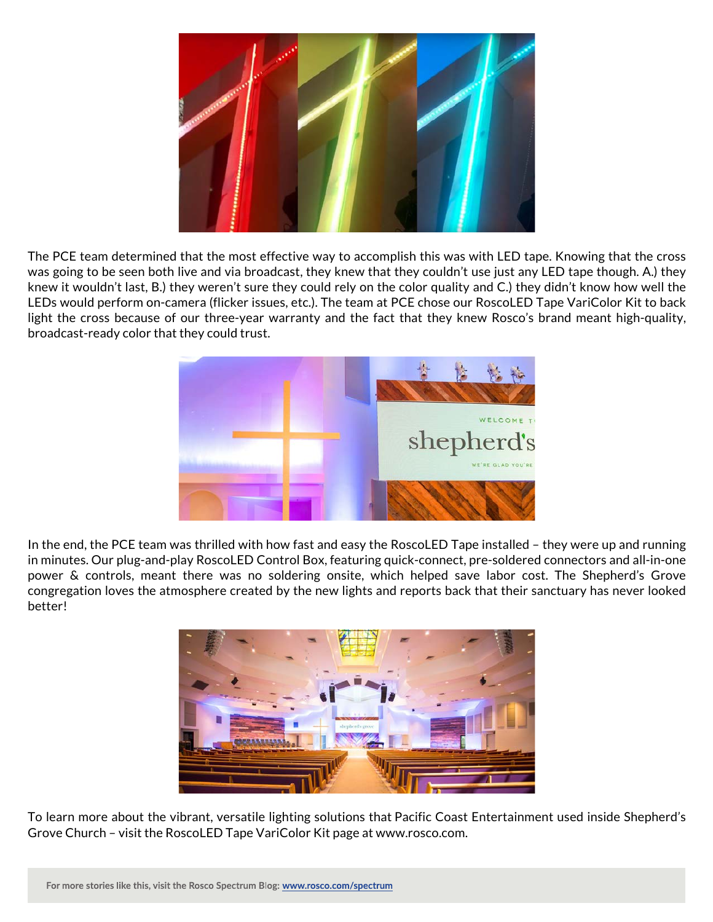The PCE team determined that the most effective way to accomplish this was with LED tape. Knowing that the cross was going to be seen both live and via broadcast, they knew that they couldn't use just any LED tape though. A.) they knew it wouldn't last, B.) they weren't sure they could rely on the color quality and C.) they didn't know how well the LEDs would perform on-camera (flicker issues, etc.). The team at PCE chose our RoscoLED Tape VariColor Kit to back light the cross because of our three-year warranty and the fact that they knew Rosco's brand meant high-quality, broadcast-ready color that they could trust.

In the end, the PCE team was thrilled with how fast and easy the RoscoLED Tape installed – they were up and running in minutes. Our plug-and-play RoscoLED Control Box, featuring quick-connect, pre-soldered connectors and all-in-one power & controls, meant there was no soldering onsite, which helped save labor cost. The Shepherd's Grove congregation loves the atmosphere created by the new lights and reports back that their sanctuary has never looked better!

To learn more about the vibrant, versatile lighting solutions that Pacific Coast Entertainment used inside Shepherd's Grove Church – visit the RoscoLED Tape VariColor Kit page at www.rosco.com.

**For more stories like this, visit the Rosco Spectrum Blog: www.rosco.com/spectrum**